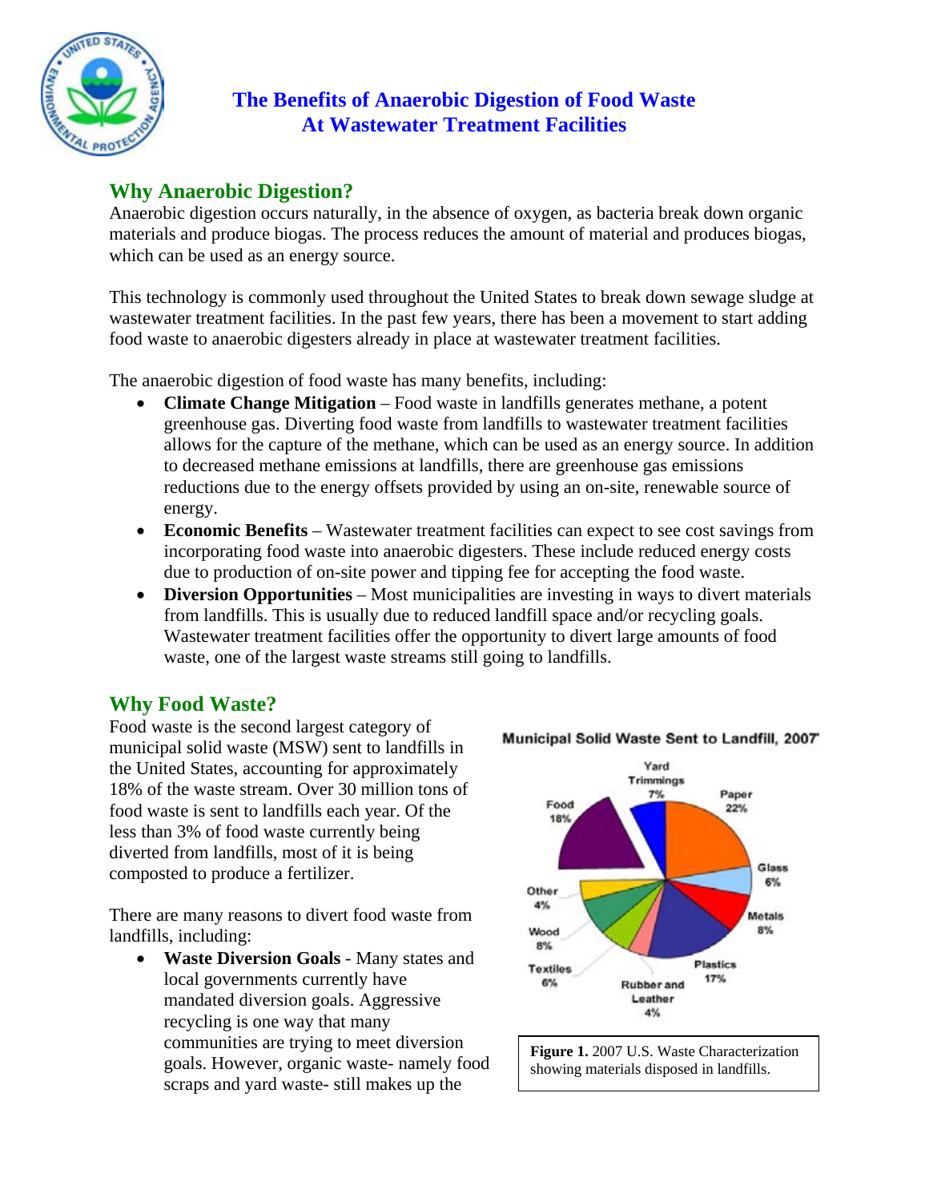# The Benefits of Anaerobic Digestion of Food Waste At Wastewater Treatment Facilities

## Why Anaerobic Digestion?

Anaerobic digestion occurs naturally, in the absence of oxygen, as bacteria break down organic materials and produce biogas. The process reduces the amount of material and produces biogas, which can be used as an energy source.

This technology is commonly used throughout the United States to break down sewage sludge at wastewater treatment facilities. In the past few years, there has been a movement to start adding food waste to anaerobic digesters already in place at wastewater treatment facilities.

The anaerobic digestion of food waste has many benefits, including:

- **Climate Change Mitigation** – Food waste in landfills generates methane, a potent greenhouse gas. Diverting food waste from landfills to wastewater treatment facilities allows for the capture of the methane, which can be used as an energy source. In addition to decreased methane emissions at landfills, there are greenhouse gas emissions reductions due to the energy offsets provided by using an on-site, renewable source of energy.
- **Economic Benefits** – Wastewater treatment facilities can expect to see cost savings from incorporating food waste into anaerobic digesters. These include reduced energy costs due to production of on-site power and tipping fee for accepting the food waste.
- **Diversion Opportunities** – Most municipalities are investing in ways to divert materials from landfills. This is usually due to reduced landfill space and/or recycling goals. Wastewater treatment facilities offer the opportunity to divert large amounts of food waste, one of the largest waste streams still going to landfills.

## Why Food Waste?

Food waste is the second largest category of municipal solid waste (MSW) sent to landfills in the United States, accounting for approximately 18% of the waste stream. Over 30 million tons of food waste is sent to landfills each year. Of the less than 3% of food waste currently being diverted from landfills, most of it is being composted to produce a fertilizer.

**Municipal Solid Waste Sent to Landfill, 2007**

| Material | Percent |
|---|---|
| Paper | 22% |
| Food | 18% |
| Plastics | 17% |
| Metals | 8% |
| Wood | 8% |
| Yard Trimmings | 7% |
| Glass | 6% |
| Textiles | 6% |
| Rubber and Leather | 4% |
| Other | 4% |

**Figure 1.** 2007 U.S. Waste Characterization showing materials disposed in landfills.

There are many reasons to divert food waste from landfills, including:

- **Waste Diversion Goals** - Many states and local governments currently have mandated diversion goals. Aggressive recycling is one way that many communities are trying to meet diversion goals. However, organic waste- namely food scraps and yard waste- still makes up the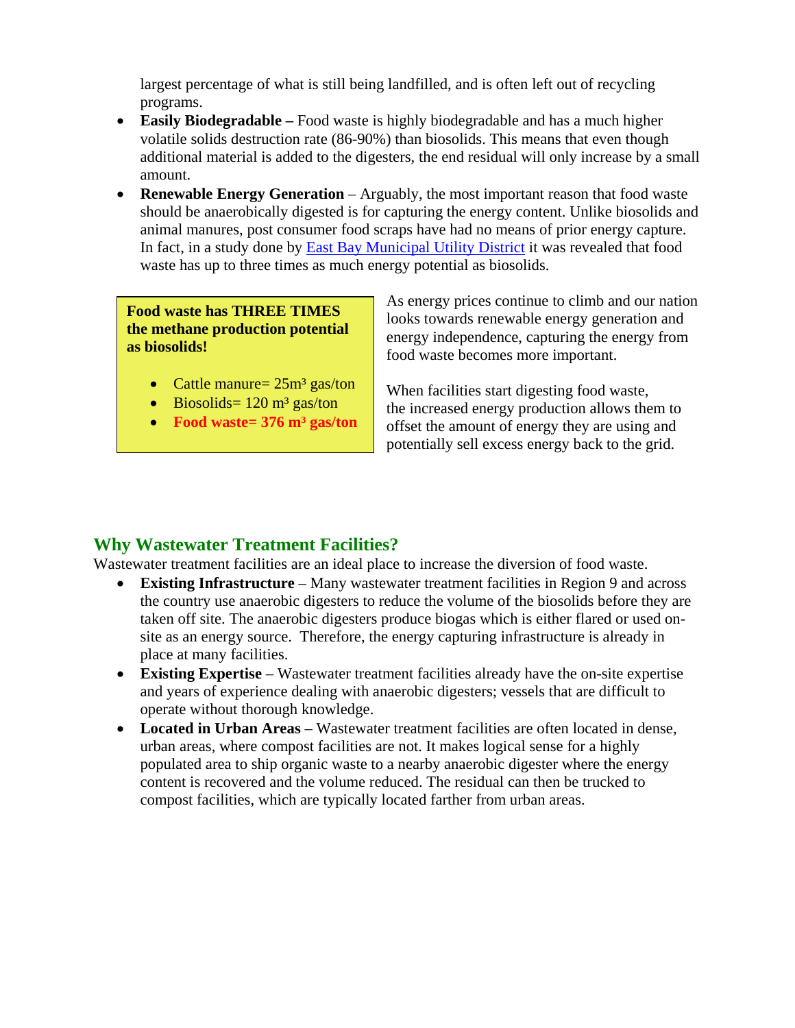largest percentage of what is still being landfilled, and is often left out of recycling programs.

- **Easily Biodegradable –** Food waste is highly biodegradable and has a much higher volatile solids destruction rate (86-90%) than biosolids. This means that even though additional material is added to the digesters, the end residual will only increase by a small amount.
- **Renewable Energy Generation** – Arguably, the most important reason that food waste should be anaerobically digested is for capturing the energy content. Unlike biosolids and animal manures, post consumer food scraps have had no means of prior energy capture. In fact, in a study done by East Bay Municipal Utility District it was revealed that food waste has up to three times as much energy potential as biosolids.

**Food waste has THREE TIMES the methane production potential as biosolids!**

- Cattle manure= 25m³ gas/ton
- Biosolids= 120 m³ gas/ton
- **Food waste= 376 m³ gas/ton**

As energy prices continue to climb and our nation looks towards renewable energy generation and energy independence, capturing the energy from food waste becomes more important.

When facilities start digesting food waste, the increased energy production allows them to offset the amount of energy they are using and potentially sell excess energy back to the grid.

## Why Wastewater Treatment Facilities?

Wastewater treatment facilities are an ideal place to increase the diversion of food waste.

- **Existing Infrastructure** – Many wastewater treatment facilities in Region 9 and across the country use anaerobic digesters to reduce the volume of the biosolids before they are taken off site. The anaerobic digesters produce biogas which is either flared or used on-site as an energy source. Therefore, the energy capturing infrastructure is already in place at many facilities.
- **Existing Expertise** – Wastewater treatment facilities already have the on-site expertise and years of experience dealing with anaerobic digesters; vessels that are difficult to operate without thorough knowledge.
- **Located in Urban Areas** – Wastewater treatment facilities are often located in dense, urban areas, where compost facilities are not. It makes logical sense for a highly populated area to ship organic waste to a nearby anaerobic digester where the energy content is recovered and the volume reduced. The residual can then be trucked to compost facilities, which are typically located farther from urban areas.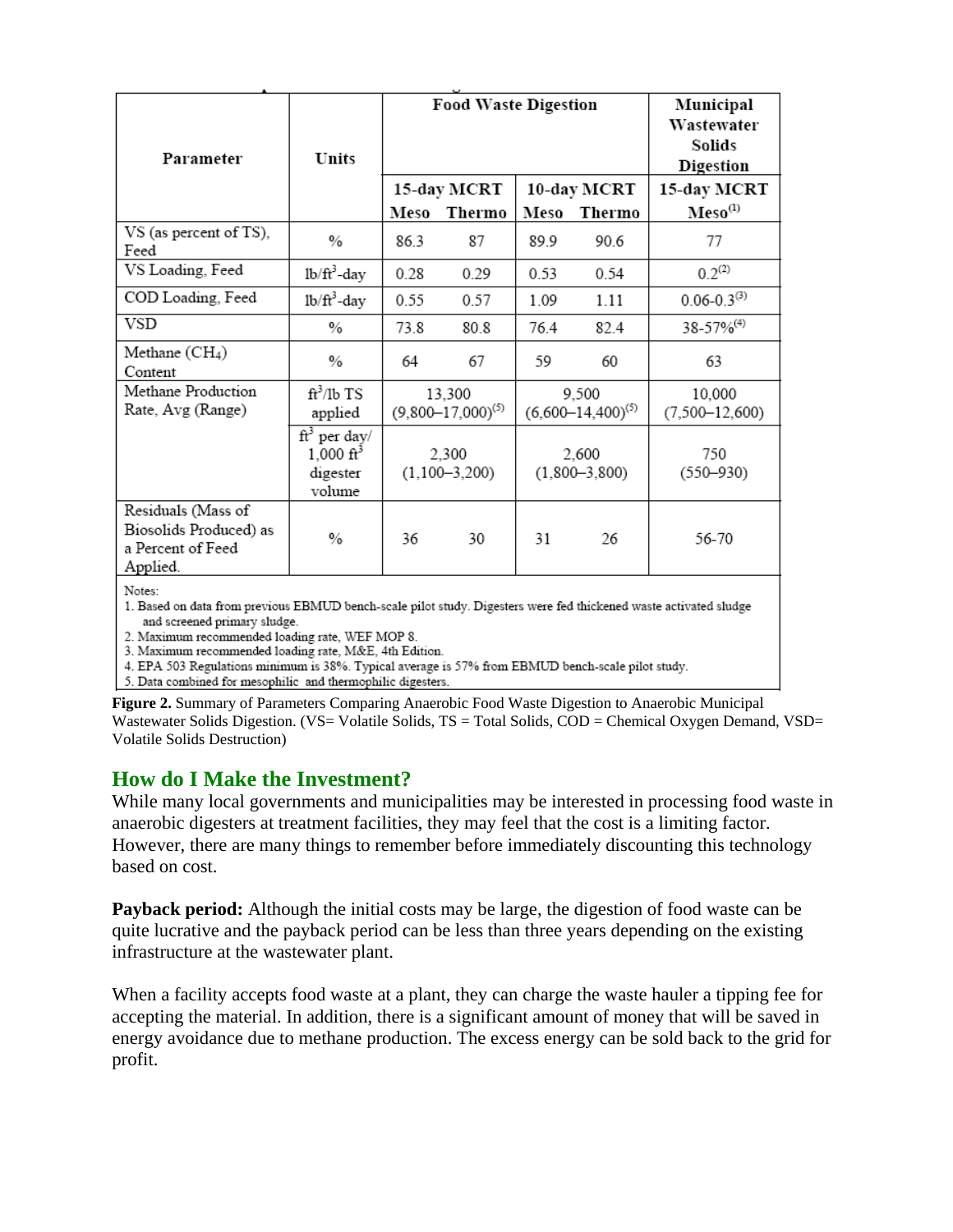| Parameter | Units | Food Waste Digestion | | | | Municipal Wastewater Solids Digestion |
|---|---|---|---|---|---|---|
| | | 15-day MCRT | | 10-day MCRT | | 15-day MCRT |
| | | Meso | Thermo | Meso | Thermo | Meso[1] |
| VS (as percent of TS), Feed | % | 86.3 | 87 | 89.9 | 90.6 | 77 |
| VS Loading, Feed | $lb/ft^3$-day | 0.28 | 0.29 | 0.53 | 0.54 | 0.2[2] |
| COD Loading, Feed | $lb/ft^3$-day | 0.55 | 0.57 | 1.09 | 1.11 | 0.06-0.3[3] |
| VSD | % | 73.8 | 80.8 | 76.4 | 82.4 | 38-57%[4] |
| Methane ($CH_4$) Content | % | 64 | 67 | 59 | 60 | 63 |
| Methane Production Rate, Avg (Range) | $ft^3$/lb TS applied | 13,300 (9,800–17,000)[5] | | 9,500 (6,600–14,400)[5] | | 10,000 (7,500–12,600) |
| | $ft^3$ per day/ 1,000 $ft^3$ digester volume | 2,300 (1,100–3,200) | | 2,600 (1,800–3,800) | | 750 (550–930) |
| Residuals (Mass of Biosolids Produced) as a Percent of Feed Applied. | % | 36 | 30 | 31 | 26 | 56-70 |

Notes:

1. Based on data from previous EBMUD bench-scale pilot study. Digesters were fed thickened waste activated sludge and screened primary sludge.
2. Maximum recommended loading rate, WEF MOP 8.
3. Maximum recommended loading rate, M&E, 4th Edition.
4. EPA 503 Regulations minimum is 38%. Typical average is 57% from EBMUD bench-scale pilot study.
5. Data combined for mesophilic and thermophilic digesters.

**Figure 2.** Summary of Parameters Comparing Anaerobic Food Waste Digestion to Anaerobic Municipal Wastewater Solids Digestion. (VS= Volatile Solids, TS = Total Solids, COD = Chemical Oxygen Demand, VSD= Volatile Solids Destruction)

## How do I Make the Investment?

While many local governments and municipalities may be interested in processing food waste in anaerobic digesters at treatment facilities, they may feel that the cost is a limiting factor. However, there are many things to remember before immediately discounting this technology based on cost.

**Payback period:** Although the initial costs may be large, the digestion of food waste can be quite lucrative and the payback period can be less than three years depending on the existing infrastructure at the wastewater plant.

When a facility accepts food waste at a plant, they can charge the waste hauler a tipping fee for accepting the material. In addition, there is a significant amount of money that will be saved in energy avoidance due to methane production. The excess energy can be sold back to the grid for profit.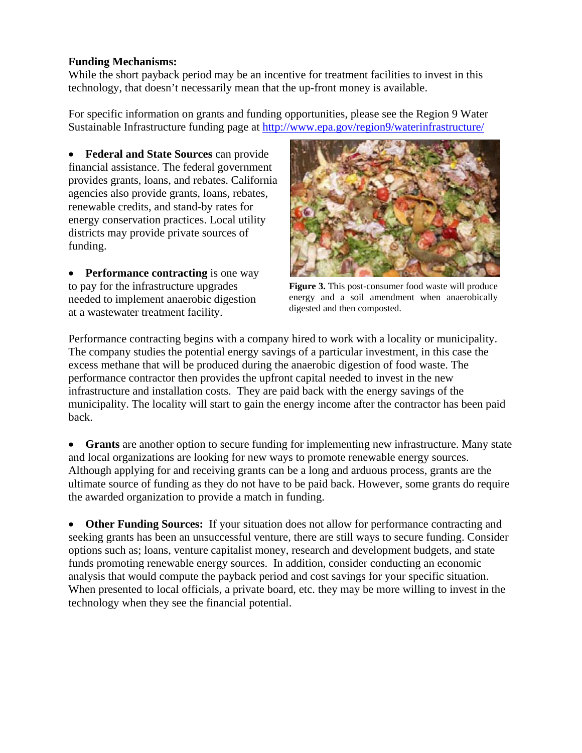**Funding Mechanisms:**

While the short payback period may be an incentive for treatment facilities to invest in this technology, that doesn't necessarily mean that the up-front money is available.

For specific information on grants and funding opportunities, please see the Region 9 Water Sustainable Infrastructure funding page at http://www.epa.gov/region9/waterinfrastructure/

- **Federal and State Sources** can provide financial assistance. The federal government provides grants, loans, and rebates. California agencies also provide grants, loans, rebates, renewable credits, and stand-by rates for energy conservation practices. Local utility districts may provide private sources of funding.

- **Performance contracting** is one way to pay for the infrastructure upgrades needed to implement anaerobic digestion at a wastewater treatment facility.

**Figure 3.** This post-consumer food waste will produce energy and a soil amendment when anaerobically digested and then composted.

Performance contracting begins with a company hired to work with a locality or municipality. The company studies the potential energy savings of a particular investment, in this case the excess methane that will be produced during the anaerobic digestion of food waste. The performance contractor then provides the upfront capital needed to invest in the new infrastructure and installation costs. They are paid back with the energy savings of the municipality. The locality will start to gain the energy income after the contractor has been paid back.

- **Grants** are another option to secure funding for implementing new infrastructure. Many state and local organizations are looking for new ways to promote renewable energy sources. Although applying for and receiving grants can be a long and arduous process, grants are the ultimate source of funding as they do not have to be paid back. However, some grants do require the awarded organization to provide a match in funding.

- **Other Funding Sources:** If your situation does not allow for performance contracting and seeking grants has been an unsuccessful venture, there are still ways to secure funding. Consider options such as; loans, venture capitalist money, research and development budgets, and state funds promoting renewable energy sources. In addition, consider conducting an economic analysis that would compute the payback period and cost savings for your specific situation. When presented to local officials, a private board, etc. they may be more willing to invest in the technology when they see the financial potential.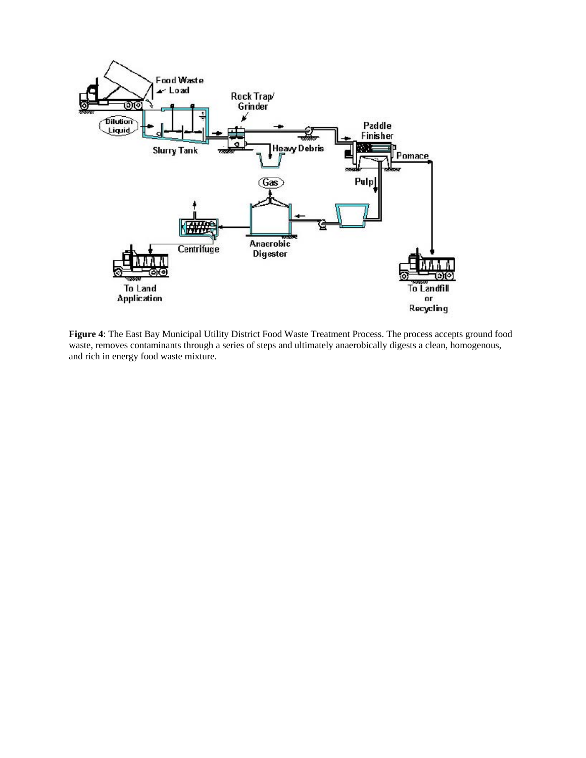Food Waste
Load

Rock Trap/
Grinder

Dilution
Liquid

Slurry Tank

Heavy Debris

Paddle
Finisher

Pomace

Pulp

Gas

Centrifuge

Anaerobic
Digester

To Land
Application

To Landfill
or
Recycling

**Figure 4**: The East Bay Municipal Utility District Food Waste Treatment Process. The process accepts ground food waste, removes contaminants through a series of steps and ultimately anaerobically digests a clean, homogenous, and rich in energy food waste mixture.